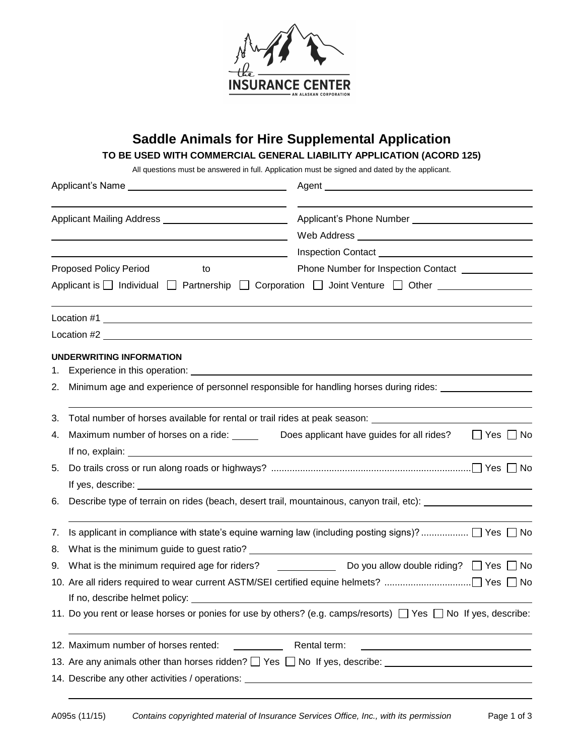THE INSURANCE CENTER
AN ALASKAN CORPORATION

# Saddle Animals for Hire Supplemental Application

**TO BE USED WITH COMMERCIAL GENERAL LIABILITY APPLICATION (ACORD 125)**

All questions must be answered in full. Application must be signed and dated by the applicant.

Applicant's Name ______________________________ Agent ______________________________

Applicant Mailing Address ______________________________ Applicant's Phone Number ______________________________

Web Address ______________________________

Inspection Contact ______________________________

Proposed Policy Period ______ to ______ Phone Number for Inspection Contact ______________

Applicant is ☐ Individual ☐ Partnership ☐ Corporation ☐ Joint Venture ☐ Other ______________

Location #1 ______________________________

Location #2 ______________________________

**UNDERWRITING INFORMATION**

1. Experience in this operation: ______________________________
2. Minimum age and experience of personnel responsible for handling horses during rides: ______________________________
3. Total number of horses available for rental or trail rides at peak season: ______________________________
4. Maximum number of horses on a ride: _____ Does applicant have guides for all rides? ☐ Yes ☐ No
   If no, explain: ______________________________
5. Do trails cross or run along roads or highways? ☐ Yes ☐ No
   If yes, describe: ______________________________
6. Describe type of terrain on rides (beach, desert trail, mountainous, canyon trail, etc): ______________________________
7. Is applicant in compliance with state's equine warning law (including posting signs)? ☐ Yes ☐ No
8. What is the minimum guide to guest ratio? ______________________________
9. What is the minimum required age for riders? ___________ Do you allow double riding? ☐ Yes ☐ No
10. Are all riders required to wear current ASTM/SEI certified equine helmets? ☐ Yes ☐ No
    If no, describe helmet policy: ______________________________
11. Do you rent or lease horses or ponies for use by others? (e.g. camps/resorts) ☐ Yes ☐ No If yes, describe: ______________________________
12. Maximum number of horses rented: _________ Rental term: ______________________________
13. Are any animals other than horses ridden? ☐ Yes ☐ No If yes, describe: ______________________________
14. Describe any other activities / operations: ______________________________

A095s (11/15) *Contains copyrighted material of Insurance Services Office, Inc., with its permission*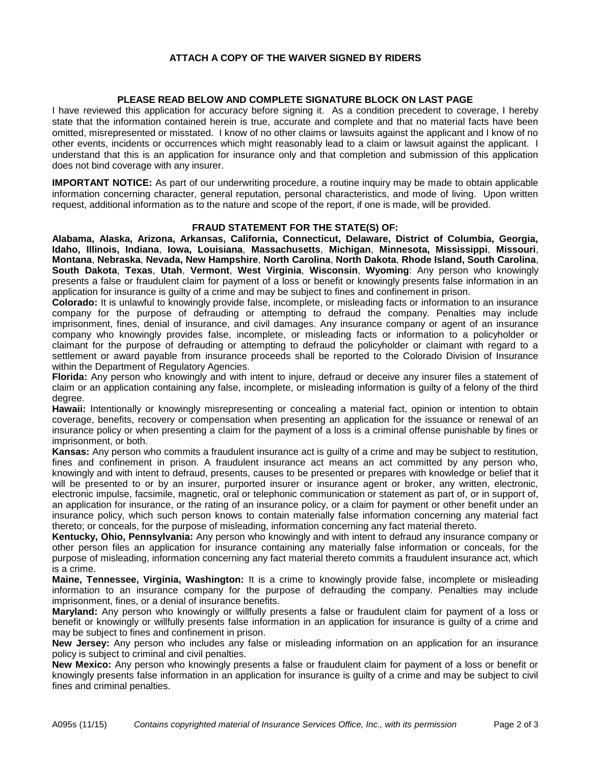**ATTACH A COPY OF THE WAIVER SIGNED BY RIDERS**

**PLEASE READ BELOW AND COMPLETE SIGNATURE BLOCK ON LAST PAGE**

I have reviewed this application for accuracy before signing it. As a condition precedent to coverage, I hereby state that the information contained herein is true, accurate and complete and that no material facts have been omitted, misrepresented or misstated. I know of no other claims or lawsuits against the applicant and I know of no other events, incidents or occurrences which might reasonably lead to a claim or lawsuit against the applicant. I understand that this is an application for insurance only and that completion and submission of this application does not bind coverage with any insurer.

**IMPORTANT NOTICE:** As part of our underwriting procedure, a routine inquiry may be made to obtain applicable information concerning character, general reputation, personal characteristics, and mode of living. Upon written request, additional information as to the nature and scope of the report, if one is made, will be provided.

**FRAUD STATEMENT FOR THE STATE(S) OF:**

**Alabama, Alaska, Arizona, Arkansas, California, Connecticut, Delaware, District of Columbia, Georgia, Idaho, Illinois, Indiana**, **Iowa, Louisiana**, **Massachusetts**, **Michigan**, **Minnesota, Mississippi**, **Missouri**, **Montana**, **Nebraska**, **Nevada, New Hampshire**, **North Carolina**, **North Dakota**, **Rhode Island, South Carolina**, **South Dakota**, **Texas**, **Utah**, **Vermont**, **West Virginia**, **Wisconsin**, **Wyoming**: Any person who knowingly presents a false or fraudulent claim for payment of a loss or benefit or knowingly presents false information in an application for insurance is guilty of a crime and may be subject to fines and confinement in prison.

**Colorado:** It is unlawful to knowingly provide false, incomplete, or misleading facts or information to an insurance company for the purpose of defrauding or attempting to defraud the company. Penalties may include imprisonment, fines, denial of insurance, and civil damages. Any insurance company or agent of an insurance company who knowingly provides false, incomplete, or misleading facts or information to a policyholder or claimant for the purpose of defrauding or attempting to defraud the policyholder or claimant with regard to a settlement or award payable from insurance proceeds shall be reported to the Colorado Division of Insurance within the Department of Regulatory Agencies.

**Florida:** Any person who knowingly and with intent to injure, defraud or deceive any insurer files a statement of claim or an application containing any false, incomplete, or misleading information is guilty of a felony of the third degree.

**Hawaii:** Intentionally or knowingly misrepresenting or concealing a material fact, opinion or intention to obtain coverage, benefits, recovery or compensation when presenting an application for the issuance or renewal of an insurance policy or when presenting a claim for the payment of a loss is a criminal offense punishable by fines or imprisonment, or both.

**Kansas:** Any person who commits a fraudulent insurance act is guilty of a crime and may be subject to restitution, fines and confinement in prison. A fraudulent insurance act means an act committed by any person who, knowingly and with intent to defraud, presents, causes to be presented or prepares with knowledge or belief that it will be presented to or by an insurer, purported insurer or insurance agent or broker, any written, electronic, electronic impulse, facsimile, magnetic, oral or telephonic communication or statement as part of, or in support of, an application for insurance, or the rating of an insurance policy, or a claim for payment or other benefit under an insurance policy, which such person knows to contain materially false information concerning any material fact thereto; or conceals, for the purpose of misleading, information concerning any fact material thereto.

**Kentucky, Ohio, Pennsylvania:** Any person who knowingly and with intent to defraud any insurance company or other person files an application for insurance containing any materially false information or conceals, for the purpose of misleading, information concerning any fact material thereto commits a fraudulent insurance act, which is a crime.

**Maine, Tennessee, Virginia, Washington:** It is a crime to knowingly provide false, incomplete or misleading information to an insurance company for the purpose of defrauding the company. Penalties may include imprisonment, fines, or a denial of insurance benefits.

**Maryland:** Any person who knowingly or willfully presents a false or fraudulent claim for payment of a loss or benefit or knowingly or willfully presents false information in an application for insurance is guilty of a crime and may be subject to fines and confinement in prison.

**New Jersey:** Any person who includes any false or misleading information on an application for an insurance policy is subject to criminal and civil penalties.

**New Mexico:** Any person who knowingly presents a false or fraudulent claim for payment of a loss or benefit or knowingly presents false information in an application for insurance is guilty of a crime and may be subject to civil fines and criminal penalties.

A095s (11/15) *Contains copyrighted material of Insurance Services Office, Inc., with its permission*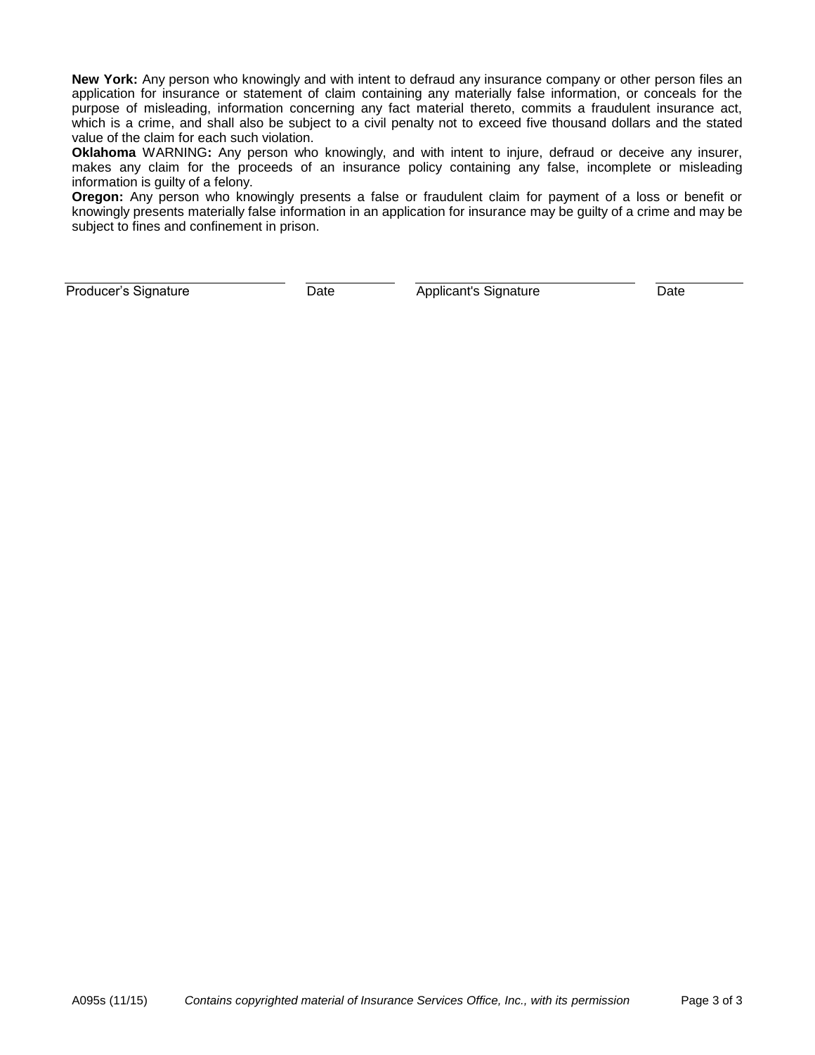**New York:** Any person who knowingly and with intent to defraud any insurance company or other person files an application for insurance or statement of claim containing any materially false information, or conceals for the purpose of misleading, information concerning any fact material thereto, commits a fraudulent insurance act, which is a crime, and shall also be subject to a civil penalty not to exceed five thousand dollars and the stated value of the claim for each such violation.

**Oklahoma** WARNING**:** Any person who knowingly, and with intent to injure, defraud or deceive any insurer, makes any claim for the proceeds of an insurance policy containing any false, incomplete or misleading information is guilty of a felony.

**Oregon:** Any person who knowingly presents a false or fraudulent claim for payment of a loss or benefit or knowingly presents materially false information in an application for insurance may be guilty of a crime and may be subject to fines and confinement in prison.

| | | | |
|---|---|---|---|
| Producer's Signature | Date | Applicant's Signature | Date |

A095s (11/15) *Contains copyrighted material of Insurance Services Office, Inc., with its permission*